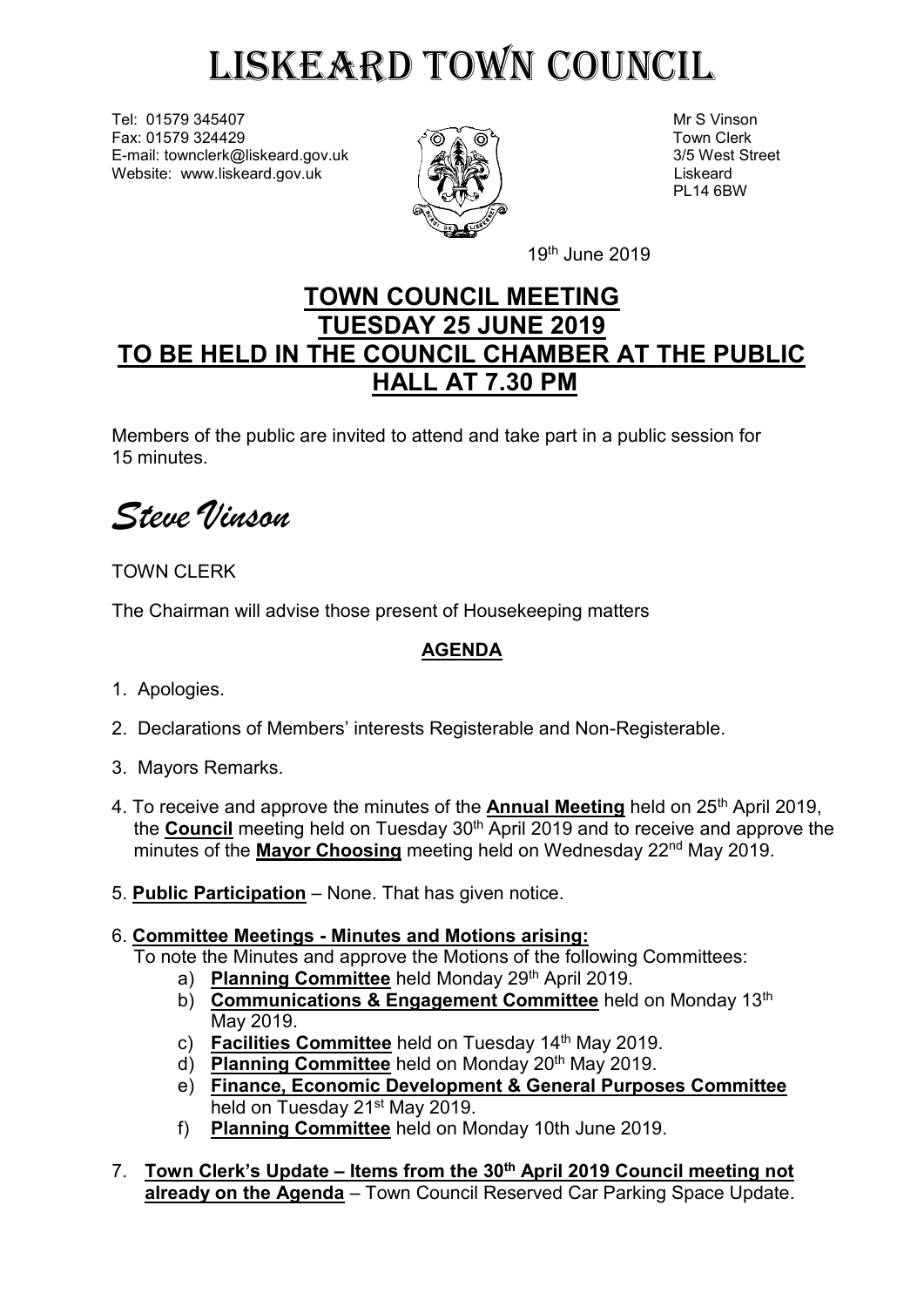# LISKEARD TOWN COUNCIL

Tel: 01579 345407
Fax: 01579 324429
E-mail: townclerk@liskeard.gov.uk
Website: www.liskeard.gov.uk

Mr S Vinson
Town Clerk
3/5 West Street
Liskeard
PL14 6BW

19th June 2019

## TOWN COUNCIL MEETING
## TUESDAY 25 JUNE 2019
## TO BE HELD IN THE COUNCIL CHAMBER AT THE PUBLIC HALL AT 7.30 PM

Members of the public are invited to attend and take part in a public session for 15 minutes.

*Steve Vinson*

TOWN CLERK

The Chairman will advise those present of Housekeeping matters

### AGENDA

1. Apologies.
2. Declarations of Members' interests Registerable and Non-Registerable.
3. Mayors Remarks.
4. To receive and approve the minutes of the **Annual Meeting** held on 25th April 2019, the **Council** meeting held on Tuesday 30th April 2019 and to receive and approve the minutes of the **Mayor Choosing** meeting held on Wednesday 22nd May 2019.
5. **Public Participation** – None. That has given notice.
6. **Committee Meetings - Minutes and Motions arising:**
   To note the Minutes and approve the Motions of the following Committees:
   a) **Planning Committee** held Monday 29th April 2019.
   b) **Communications & Engagement Committee** held on Monday 13th May 2019.
   c) **Facilities Committee** held on Tuesday 14th May 2019.
   d) **Planning Committee** held on Monday 20th May 2019.
   e) **Finance, Economic Development & General Purposes Committee** held on Tuesday 21st May 2019.
   f) **Planning Committee** held on Monday 10th June 2019.
7. **Town Clerk's Update – Items from the 30th April 2019 Council meeting not already on the Agenda** – Town Council Reserved Car Parking Space Update.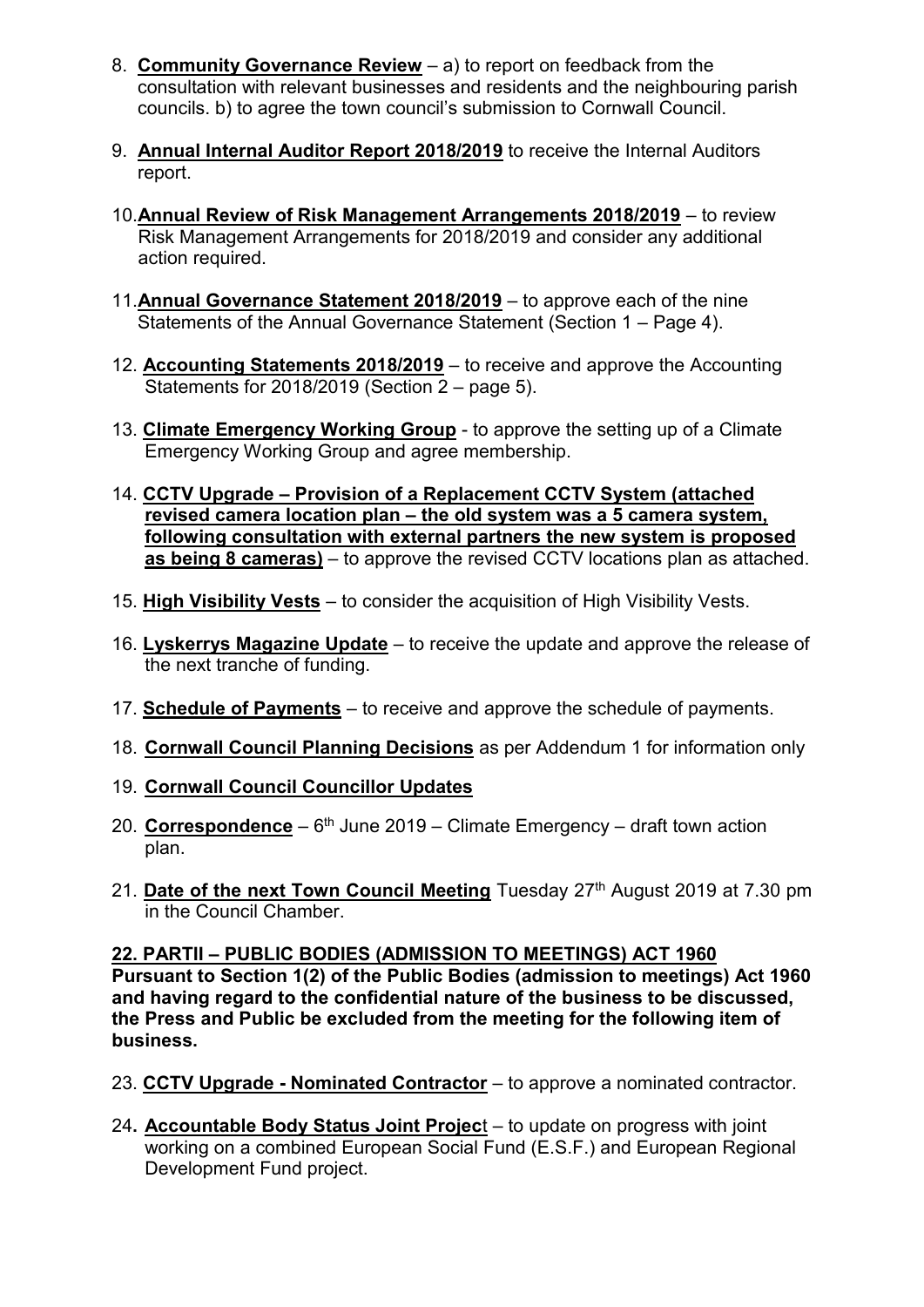8. **Community Governance Review** – a) to report on feedback from the consultation with relevant businesses and residents and the neighbouring parish councils. b) to agree the town council's submission to Cornwall Council.

9. **Annual Internal Auditor Report 2018/2019** to receive the Internal Auditors report.

10. **Annual Review of Risk Management Arrangements 2018/2019** – to review Risk Management Arrangements for 2018/2019 and consider any additional action required.

11. **Annual Governance Statement 2018/2019** – to approve each of the nine Statements of the Annual Governance Statement (Section 1 – Page 4).

12. **Accounting Statements 2018/2019** – to receive and approve the Accounting Statements for 2018/2019 (Section 2 – page 5).

13. **Climate Emergency Working Group** - to approve the setting up of a Climate Emergency Working Group and agree membership.

14. **CCTV Upgrade – Provision of a Replacement CCTV System (attached revised camera location plan – the old system was a 5 camera system, following consultation with external partners the new system is proposed as being 8 cameras)** – to approve the revised CCTV locations plan as attached.

15. **High Visibility Vests** – to consider the acquisition of High Visibility Vests.

16. **Lyskerrys Magazine Update** – to receive the update and approve the release of the next tranche of funding.

17. **Schedule of Payments** – to receive and approve the schedule of payments.

18. **Cornwall Council Planning Decisions** as per Addendum 1 for information only

19. **Cornwall Council Councillor Updates**

20. **Correspondence** – 6th June 2019 – Climate Emergency – draft town action plan.

21. **Date of the next Town Council Meeting** Tuesday 27th August 2019 at 7.30 pm in the Council Chamber.

**22. PARTII – PUBLIC BODIES (ADMISSION TO MEETINGS) ACT 1960**
**Pursuant to Section 1(2) of the Public Bodies (admission to meetings) Act 1960 and having regard to the confidential nature of the business to be discussed, the Press and Public be excluded from the meeting for the following item of business.**

23. **CCTV Upgrade - Nominated Contractor** – to approve a nominated contractor.

24. **Accountable Body Status Joint Project** – to update on progress with joint working on a combined European Social Fund (E.S.F.) and European Regional Development Fund project.